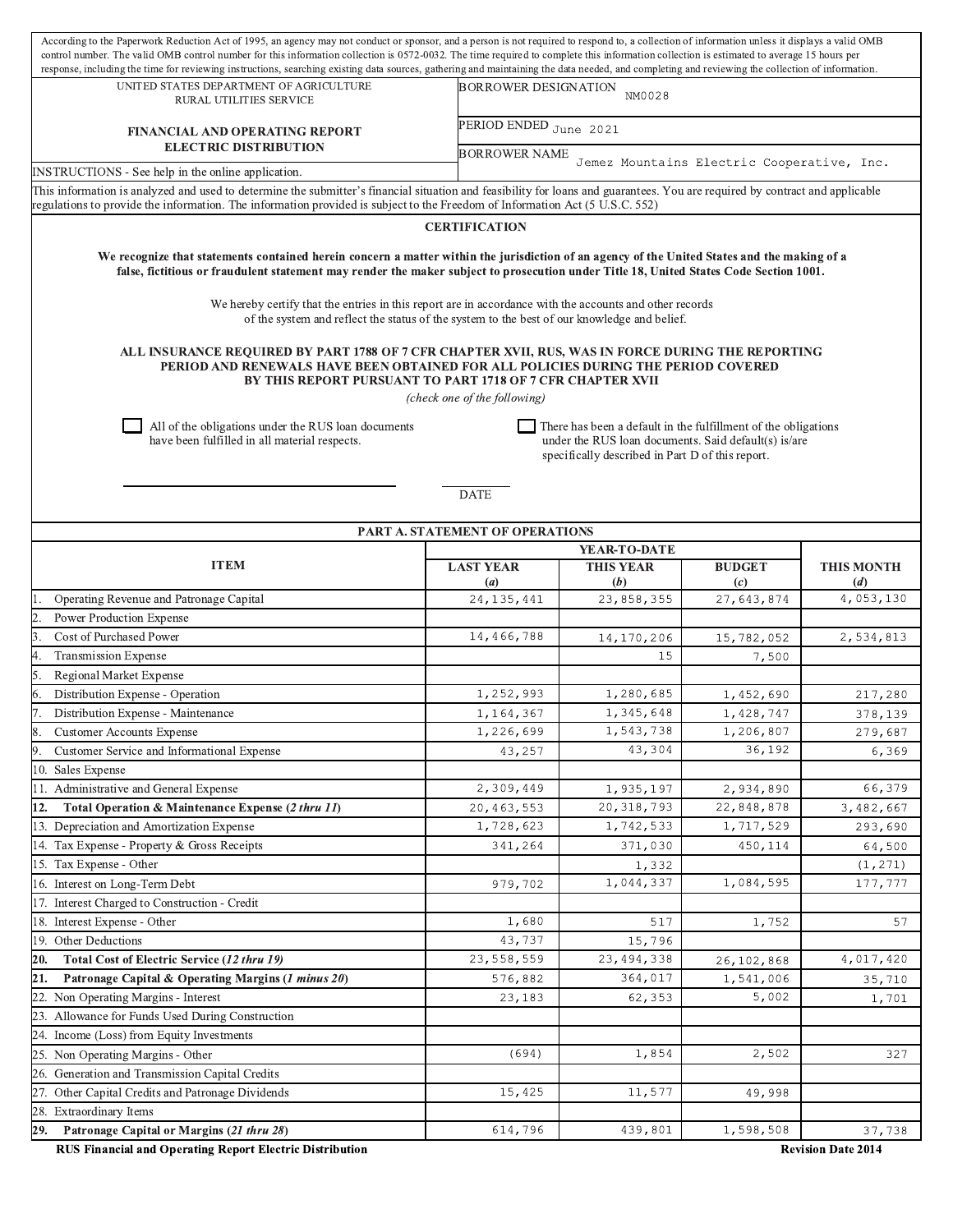According to the Paperwork Reduction Act of 1995, an agency may not conduct or sponsor, and a person is not required to respond to, a collection of information unless it displays a valid OMB control number. The valid OMB control number for this information collection is 0572-0032. The time required to complete this information collection is estimated to average 15 hours per response, including the time for reviewing instructions, searching existing data sources, gathering and maintaining the data needed, and completing and reviewing the collection of information.

| UNITED STATES DEPARTMENT OF AGRICULTURE RURAL UTILITIES SERVICE | BORROWER DESIGNATION NM0028 |
|---|---|
| **FINANCIAL AND OPERATING REPORT ELECTRIC DISTRIBUTION** | PERIOD ENDED June 2021 |
| | BORROWER NAME Jemez Mountains Electric Cooperative, Inc. |
| INSTRUCTIONS - See help in the online application. | |

This information is analyzed and used to determine the submitter's financial situation and feasibility for loans and guarantees. You are required by contract and applicable regulations to provide the information. The information provided is subject to the Freedom of Information Act (5 U.S.C. 552)

## CERTIFICATION

**We recognize that statements contained herein concern a matter within the jurisdiction of an agency of the United States and the making of a false, fictitious or fraudulent statement may render the maker subject to prosecution under Title 18, United States Code Section 1001.**

We hereby certify that the entries in this report are in accordance with the accounts and other records of the system and reflect the status of the system to the best of our knowledge and belief.

**ALL INSURANCE REQUIRED BY PART 1788 OF 7 CFR CHAPTER XVII, RUS, WAS IN FORCE DURING THE REPORTING PERIOD AND RENEWALS HAVE BEEN OBTAINED FOR ALL POLICIES DURING THE PERIOD COVERED BY THIS REPORT PURSUANT TO PART 1718 OF 7 CFR CHAPTER XVII**

*(check one of the following)*

☐ All of the obligations under the RUS loan documents have been fulfilled in all material respects.

☐ There has been a default in the fulfillment of the obligations under the RUS loan documents. Said default(s) is/are specifically described in Part D of this report.

DATE

## PART A. STATEMENT OF OPERATIONS

| ITEM | YEAR-TO-DATE | | | |
|---|---|---|---|---|
| | LAST YEAR (*a*) | THIS YEAR (*b*) | BUDGET (*c*) | THIS MONTH (*d*) |
| 1. Operating Revenue and Patronage Capital | 24,135,441 | 23,858,355 | 27,643,874 | 4,053,130 |
| 2. Power Production Expense | | | | |
| 3. Cost of Purchased Power | 14,466,788 | 14,170,206 | 15,782,052 | 2,534,813 |
| 4. Transmission Expense | | 15 | 7,500 | |
| 5. Regional Market Expense | | | | |
| 6. Distribution Expense - Operation | 1,252,993 | 1,280,685 | 1,452,690 | 217,280 |
| 7. Distribution Expense - Maintenance | 1,164,367 | 1,345,648 | 1,428,747 | 378,139 |
| 8. Customer Accounts Expense | 1,226,699 | 1,543,738 | 1,206,807 | 279,687 |
| 9. Customer Service and Informational Expense | 43,257 | 43,304 | 36,192 | 6,369 |
| 10. Sales Expense | | | | |
| 11. Administrative and General Expense | 2,309,449 | 1,935,197 | 2,934,890 | 66,379 |
| **12. Total Operation & Maintenance Expense (*2 thru 11*)** | 20,463,553 | 20,318,793 | 22,848,878 | 3,482,667 |
| 13. Depreciation and Amortization Expense | 1,728,623 | 1,742,533 | 1,717,529 | 293,690 |
| 14. Tax Expense - Property & Gross Receipts | 341,264 | 371,030 | 450,114 | 64,500 |
| 15. Tax Expense - Other | | 1,332 | | (1,271) |
| 16. Interest on Long-Term Debt | 979,702 | 1,044,337 | 1,084,595 | 177,777 |
| 17. Interest Charged to Construction - Credit | | | | |
| 18. Interest Expense - Other | 1,680 | 517 | 1,752 | 57 |
| 19. Other Deductions | 43,737 | 15,796 | | |
| **20. Total Cost of Electric Service (*12 thru 19*)** | 23,558,559 | 23,494,338 | 26,102,868 | 4,017,420 |
| **21. Patronage Capital & Operating Margins (*1 minus 20*)** | 576,882 | 364,017 | 1,541,006 | 35,710 |
| 22. Non Operating Margins - Interest | 23,183 | 62,353 | 5,002 | 1,701 |
| 23. Allowance for Funds Used During Construction | | | | |
| 24. Income (Loss) from Equity Investments | | | | |
| 25. Non Operating Margins - Other | (694) | 1,854 | 2,502 | 327 |
| 26. Generation and Transmission Capital Credits | | | | |
| 27. Other Capital Credits and Patronage Dividends | 15,425 | 11,577 | 49,998 | |
| 28. Extraordinary Items | | | | |
| **29. Patronage Capital or Margins (*21 thru 28*)** | 614,796 | 439,801 | 1,598,508 | 37,738 |

RUS Financial and Operating Report Electric Distribution — Revision Date 2014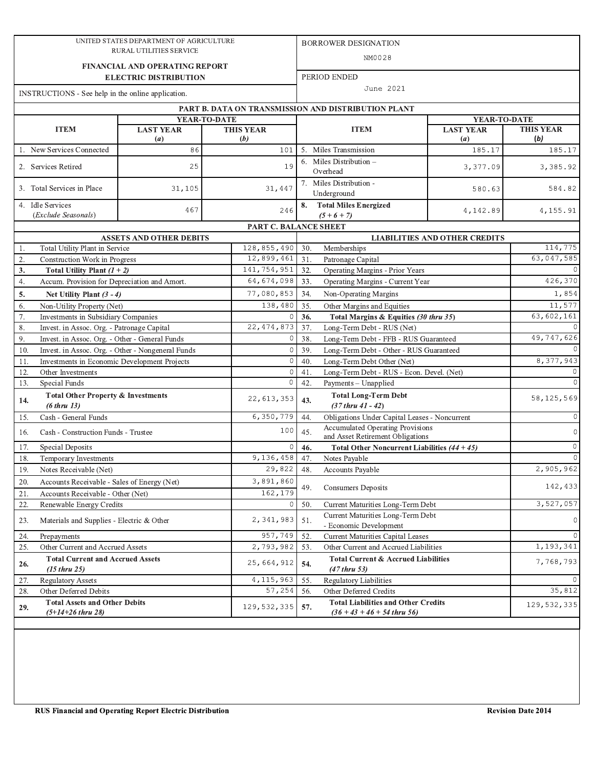| UNITED STATES DEPARTMENT OF AGRICULTURE RURAL UTILITIES SERVICE **FINANCIAL AND OPERATING REPORT ELECTRIC DISTRIBUTION** | BORROWER DESIGNATION NM0028 |
|---|---|
| INSTRUCTIONS - See help in the online application. | PERIOD ENDED June 2021 |

## PART B. DATA ON TRANSMISSION AND DISTRIBUTION PLANT

| ITEM | YEAR-TO-DATE LAST YEAR (a) | YEAR-TO-DATE THIS YEAR (b) | ITEM | YEAR-TO-DATE LAST YEAR (a) | YEAR-TO-DATE THIS YEAR (b) |
|---|---|---|---|---|---|
| 1. New Services Connected | 86 | 101 | 5. Miles Transmission | 185.17 | 185.17 |
| 2. Services Retired | 25 | 19 | 6. Miles Distribution – Overhead | 3,377.09 | 3,385.92 |
| 3. Total Services in Place | 31,105 | 31,447 | 7. Miles Distribution - Underground | 580.63 | 584.82 |
| 4. Idle Services (*Exclude Seasonals*) | 467 | 246 | **8. Total Miles Energized** ***(5 + 6 + 7)*** | 4,142.89 | 4,155.91 |

## PART C. BALANCE SHEET

| ASSETS AND OTHER DEBITS | | LIABILITIES AND OTHER CREDITS | |
|---|---|---|---|
| 1. Total Utility Plant in Service | 128,855,490 | 30. Memberships | 114,775 |
| 2. Construction Work in Progress | 12,899,461 | 31. Patronage Capital | 63,047,585 |
| **3. Total Utility Plant *(1 + 2)*** | 141,754,951 | 32. Operating Margins - Prior Years | 0 |
| 4. Accum. Provision for Depreciation and Amort. | 64,674,098 | 33. Operating Margins - Current Year | 426,370 |
| **5. Net Utility Plant *(3 - 4)*** | 77,080,853 | 34. Non-Operating Margins | 1,854 |
| 6. Non-Utility Property (Net) | 138,480 | 35. Other Margins and Equities | 11,577 |
| 7. Investments in Subsidiary Companies | 0 | **36. Total Margins & Equities *(30 thru 35)*** | 63,602,161 |
| 8. Invest. in Assoc. Org. - Patronage Capital | 22,474,873 | 37. Long-Term Debt - RUS (Net) | 0 |
| 9. Invest. in Assoc. Org. - Other - General Funds | 0 | 38. Long-Term Debt - FFB - RUS Guaranteed | 49,747,626 |
| 10. Invest. in Assoc. Org. - Other - Nongeneral Funds | 0 | 39. Long-Term Debt - Other - RUS Guaranteed | 0 |
| 11. Investments in Economic Development Projects | 0 | 40. Long-Term Debt Other (Net) | 8,377,943 |
| 12. Other Investments | 0 | 41. Long-Term Debt - RUS - Econ. Devel. (Net) | 0 |
| 13. Special Funds | 0 | 42. Payments – Unapplied | 0 |
| **14. Total Other Property & Investments *(6 thru 13)*** | 22,613,353 | **43. Total Long-Term Debt *(37 thru 41 - 42)*** | 58,125,569 |
| 15. Cash - General Funds | 6,350,779 | 44. Obligations Under Capital Leases - Noncurrent | 0 |
| 16. Cash - Construction Funds - Trustee | 100 | 45. Accumulated Operating Provisions and Asset Retirement Obligations | 0 |
| 17. Special Deposits | 0 | **46. Total Other Noncurrent Liabilities *(44 + 45)*** | 0 |
| 18. Temporary Investments | 9,136,458 | 47. Notes Payable | 0 |
| 19. Notes Receivable (Net) | 29,822 | 48. Accounts Payable | 2,905,962 |
| 20. Accounts Receivable - Sales of Energy (Net) | 3,891,860 | 49. Consumers Deposits | 142,433 |
| 21. Accounts Receivable - Other (Net) | 162,179 | | |
| 22. Renewable Energy Credits | 0 | 50. Current Maturities Long-Term Debt | 3,527,057 |
| 23. Materials and Supplies - Electric & Other | 2,341,983 | 51. Current Maturities Long-Term Debt - Economic Development | 0 |
| 24. Prepayments | 957,749 | 52. Current Maturities Capital Leases | 0 |
| 25. Other Current and Accrued Assets | 2,793,982 | 53. Other Current and Accrued Liabilities | 1,193,341 |
| **26. Total Current and Accrued Assets *(15 thru 25)*** | 25,664,912 | **54. Total Current & Accrued Liabilities *(47 thru 53)*** | 7,768,793 |
| 27. Regulatory Assets | 4,115,963 | 55. Regulatory Liabilities | 0 |
| 28. Other Deferred Debits | 57,254 | 56. Other Deferred Credits | 35,812 |
| **29. Total Assets and Other Debits *(5+14+26 thru 28)*** | 129,532,335 | **57. Total Liabilities and Other Credits *(36 + 43 + 46 + 54 thru 56)*** | 129,532,335 |

RUS Financial and Operating Report Electric Distribution — Revision Date 2014